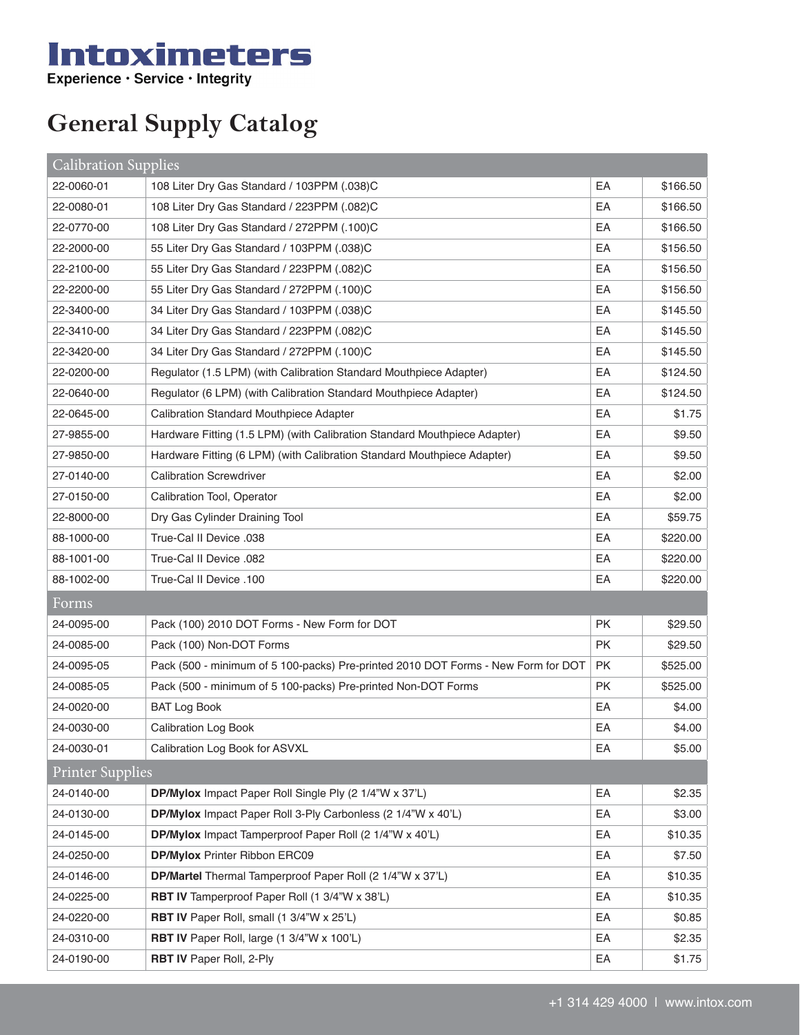# Intoximeters

**Experience · Service · Integrity**

# General Supply Catalog

| Calibration Supplies | | | |
|---|---|---|---|
| 22-0060-01 | 108 Liter Dry Gas Standard / 103PPM (.038)C | EA | $166.50 |
| 22-0080-01 | 108 Liter Dry Gas Standard / 223PPM (.082)C | EA | $166.50 |
| 22-0770-00 | 108 Liter Dry Gas Standard / 272PPM (.100)C | EA | $166.50 |
| 22-2000-00 | 55 Liter Dry Gas Standard / 103PPM (.038)C | EA | $156.50 |
| 22-2100-00 | 55 Liter Dry Gas Standard / 223PPM (.082)C | EA | $156.50 |
| 22-2200-00 | 55 Liter Dry Gas Standard / 272PPM (.100)C | EA | $156.50 |
| 22-3400-00 | 34 Liter Dry Gas Standard / 103PPM (.038)C | EA | $145.50 |
| 22-3410-00 | 34 Liter Dry Gas Standard / 223PPM (.082)C | EA | $145.50 |
| 22-3420-00 | 34 Liter Dry Gas Standard / 272PPM (.100)C | EA | $145.50 |
| 22-0200-00 | Regulator (1.5 LPM) (with Calibration Standard Mouthpiece Adapter) | EA | $124.50 |
| 22-0640-00 | Regulator (6 LPM) (with Calibration Standard Mouthpiece Adapter) | EA | $124.50 |
| 22-0645-00 | Calibration Standard Mouthpiece Adapter | EA | $1.75 |
| 27-9855-00 | Hardware Fitting (1.5 LPM) (with Calibration Standard Mouthpiece Adapter) | EA | $9.50 |
| 27-9850-00 | Hardware Fitting (6 LPM) (with Calibration Standard Mouthpiece Adapter) | EA | $9.50 |
| 27-0140-00 | Calibration Screwdriver | EA | $2.00 |
| 27-0150-00 | Calibration Tool, Operator | EA | $2.00 |
| 22-8000-00 | Dry Gas Cylinder Draining Tool | EA | $59.75 |
| 88-1000-00 | True-Cal II Device .038 | EA | $220.00 |
| 88-1001-00 | True-Cal II Device .082 | EA | $220.00 |
| 88-1002-00 | True-Cal II Device .100 | EA | $220.00 |
| **Forms** | | | |
| 24-0095-00 | Pack (100) 2010 DOT Forms - New Form for DOT | PK | $29.50 |
| 24-0085-00 | Pack (100) Non-DOT Forms | PK | $29.50 |
| 24-0095-05 | Pack (500 - minimum of 5 100-packs) Pre-printed 2010 DOT Forms - New Form for DOT | PK | $525.00 |
| 24-0085-05 | Pack (500 - minimum of 5 100-packs) Pre-printed Non-DOT Forms | PK | $525.00 |
| 24-0020-00 | BAT Log Book | EA | $4.00 |
| 24-0030-00 | Calibration Log Book | EA | $4.00 |
| 24-0030-01 | Calibration Log Book for ASVXL | EA | $5.00 |
| **Printer Supplies** | | | |
| 24-0140-00 | **DP/Mylox** Impact Paper Roll Single Ply (2 1/4"W x 37'L) | EA | $2.35 |
| 24-0130-00 | **DP/Mylox** Impact Paper Roll 3-Ply Carbonless (2 1/4"W x 40'L) | EA | $3.00 |
| 24-0145-00 | **DP/Mylox** Impact Tamperproof Paper Roll (2 1/4"W x 40'L) | EA | $10.35 |
| 24-0250-00 | **DP/Mylox** Printer Ribbon ERC09 | EA | $7.50 |
| 24-0146-00 | **DP/Martel** Thermal Tamperproof Paper Roll (2 1/4"W x 37'L) | EA | $10.35 |
| 24-0225-00 | **RBT IV** Tamperproof Paper Roll (1 3/4"W x 38'L) | EA | $10.35 |
| 24-0220-00 | **RBT IV** Paper Roll, small (1 3/4"W x 25'L) | EA | $0.85 |
| 24-0310-00 | **RBT IV** Paper Roll, large (1 3/4"W x 100'L) | EA | $2.35 |
| 24-0190-00 | **RBT IV** Paper Roll, 2-Ply | EA | $1.75 |

+1 314 429 4000 | www.intox.com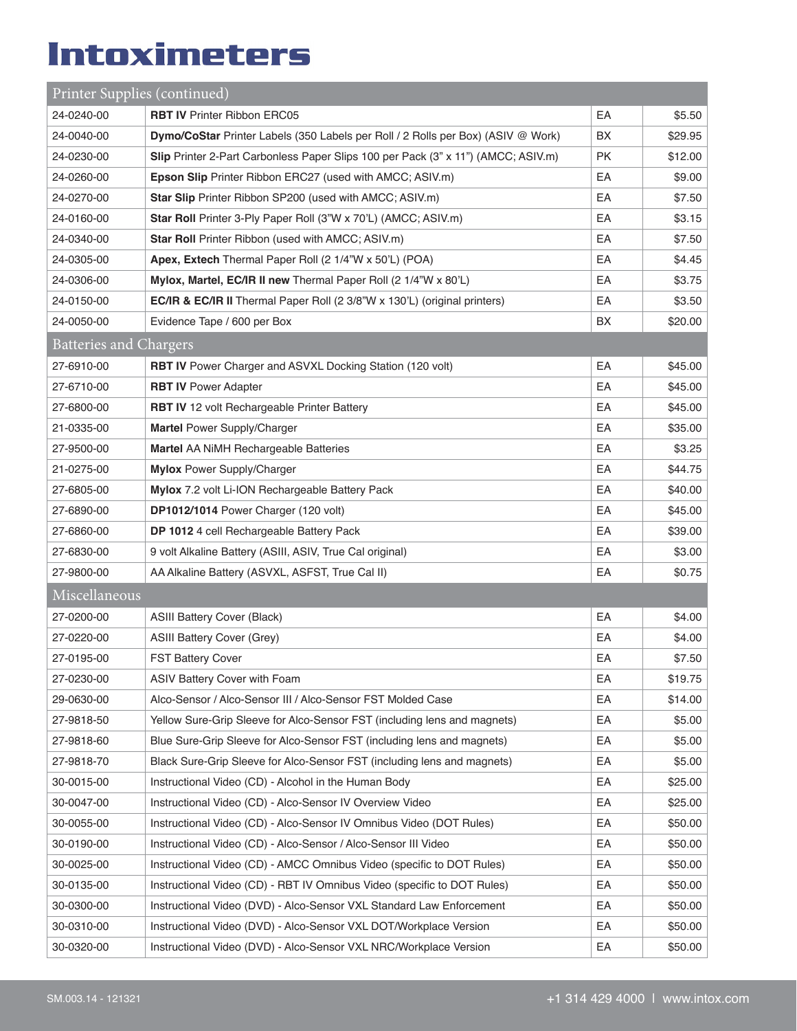# Intoximeters

| | | | |
|---|---|---|---|
| **Printer Supplies (continued)** | | | |
| 24-0240-00 | **RBT IV** Printer Ribbon ERC05 | EA | $5.50 |
| 24-0040-00 | **Dymo/CoStar** Printer Labels (350 Labels per Roll / 2 Rolls per Box) (ASIV @ Work) | BX | $29.95 |
| 24-0230-00 | **Slip** Printer 2-Part Carbonless Paper Slips 100 per Pack (3" x 11") (AMCC; ASIV.m) | PK | $12.00 |
| 24-0260-00 | **Epson Slip** Printer Ribbon ERC27 (used with AMCC; ASIV.m) | EA | $9.00 |
| 24-0270-00 | **Star Slip** Printer Ribbon SP200 (used with AMCC; ASIV.m) | EA | $7.50 |
| 24-0160-00 | **Star Roll** Printer 3-Ply Paper Roll (3"W x 70'L) (AMCC; ASIV.m) | EA | $3.15 |
| 24-0340-00 | **Star Roll** Printer Ribbon (used with AMCC; ASIV.m) | EA | $7.50 |
| 24-0305-00 | **Apex, Extech** Thermal Paper Roll (2 1/4"W x 50'L) (POA) | EA | $4.45 |
| 24-0306-00 | **Mylox, Martel, EC/IR II new** Thermal Paper Roll (2 1/4"W x 80'L) | EA | $3.75 |
| 24-0150-00 | **EC/IR & EC/IR II** Thermal Paper Roll (2 3/8"W x 130'L) (original printers) | EA | $3.50 |
| 24-0050-00 | Evidence Tape / 600 per Box | BX | $20.00 |
| **Batteries and Chargers** | | | |
| 27-6910-00 | **RBT IV** Power Charger and ASVXL Docking Station (120 volt) | EA | $45.00 |
| 27-6710-00 | **RBT IV** Power Adapter | EA | $45.00 |
| 27-6800-00 | **RBT IV** 12 volt Rechargeable Printer Battery | EA | $45.00 |
| 21-0335-00 | **Martel** Power Supply/Charger | EA | $35.00 |
| 27-9500-00 | **Martel** AA NiMH Rechargeable Batteries | EA | $3.25 |
| 21-0275-00 | **Mylox** Power Supply/Charger | EA | $44.75 |
| 27-6805-00 | **Mylox** 7.2 volt Li-ION Rechargeable Battery Pack | EA | $40.00 |
| 27-6890-00 | **DP1012/1014** Power Charger (120 volt) | EA | $45.00 |
| 27-6860-00 | **DP 1012** 4 cell Rechargeable Battery Pack | EA | $39.00 |
| 27-6830-00 | 9 volt Alkaline Battery (ASIII, ASIV, True Cal original) | EA | $3.00 |
| 27-9800-00 | AA Alkaline Battery (ASVXL, ASFST, True Cal II) | EA | $0.75 |
| **Miscellaneous** | | | |
| 27-0200-00 | ASIII Battery Cover (Black) | EA | $4.00 |
| 27-0220-00 | ASIII Battery Cover (Grey) | EA | $4.00 |
| 27-0195-00 | FST Battery Cover | EA | $7.50 |
| 27-0230-00 | ASIV Battery Cover with Foam | EA | $19.75 |
| 29-0630-00 | Alco-Sensor / Alco-Sensor III / Alco-Sensor FST Molded Case | EA | $14.00 |
| 27-9818-50 | Yellow Sure-Grip Sleeve for Alco-Sensor FST (including lens and magnets) | EA | $5.00 |
| 27-9818-60 | Blue Sure-Grip Sleeve for Alco-Sensor FST (including lens and magnets) | EA | $5.00 |
| 27-9818-70 | Black Sure-Grip Sleeve for Alco-Sensor FST (including lens and magnets) | EA | $5.00 |
| 30-0015-00 | Instructional Video (CD) - Alcohol in the Human Body | EA | $25.00 |
| 30-0047-00 | Instructional Video (CD) - Alco-Sensor IV Overview Video | EA | $25.00 |
| 30-0055-00 | Instructional Video (CD) - Alco-Sensor IV Omnibus Video (DOT Rules) | EA | $50.00 |
| 30-0190-00 | Instructional Video (CD) - Alco-Sensor / Alco-Sensor III Video | EA | $50.00 |
| 30-0025-00 | Instructional Video (CD) - AMCC Omnibus Video (specific to DOT Rules) | EA | $50.00 |
| 30-0135-00 | Instructional Video (CD) - RBT IV Omnibus Video (specific to DOT Rules) | EA | $50.00 |
| 30-0300-00 | Instructional Video (DVD) - Alco-Sensor VXL Standard Law Enforcement | EA | $50.00 |
| 30-0310-00 | Instructional Video (DVD) - Alco-Sensor VXL DOT/Workplace Version | EA | $50.00 |
| 30-0320-00 | Instructional Video (DVD) - Alco-Sensor VXL NRC/Workplace Version | EA | $50.00 |

SM.003.14 - 121321

+1 314 429 4000 | www.intox.com